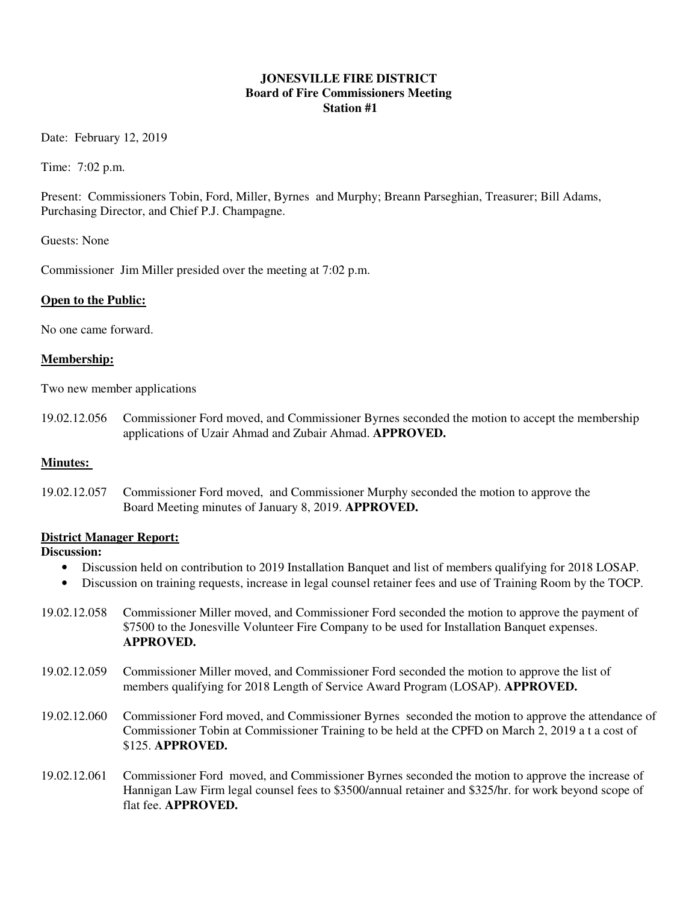**JONESVILLE FIRE DISTRICT**
**Board of Fire Commissioners Meeting**
**Station #1**

Date: February 12, 2019

Time: 7:02 p.m.

Present: Commissioners Tobin, Ford, Miller, Byrnes and Murphy; Breann Parseghian, Treasurer; Bill Adams, Purchasing Director, and Chief P.J. Champagne.

Guests: None

Commissioner Jim Miller presided over the meeting at 7:02 p.m.

**Open to the Public:**

No one came forward.

**Membership:**

Two new member applications

19.02.12.056 Commissioner Ford moved, and Commissioner Byrnes seconded the motion to accept the membership applications of Uzair Ahmad and Zubair Ahmad. **APPROVED.**

**Minutes:**

19.02.12.057 Commissioner Ford moved, and Commissioner Murphy seconded the motion to approve the Board Meeting minutes of January 8, 2019. **APPROVED.**

**District Manager Report:**

**Discussion:**

- Discussion held on contribution to 2019 Installation Banquet and list of members qualifying for 2018 LOSAP.
- Discussion on training requests, increase in legal counsel retainer fees and use of Training Room by the TOCP.

19.02.12.058 Commissioner Miller moved, and Commissioner Ford seconded the motion to approve the payment of $7500 to the Jonesville Volunteer Fire Company to be used for Installation Banquet expenses. **APPROVED.**

19.02.12.059 Commissioner Miller moved, and Commissioner Ford seconded the motion to approve the list of members qualifying for 2018 Length of Service Award Program (LOSAP). **APPROVED.**

19.02.12.060 Commissioner Ford moved, and Commissioner Byrnes seconded the motion to approve the attendance of Commissioner Tobin at Commissioner Training to be held at the CPFD on March 2, 2019 a t a cost of $125. **APPROVED.**

19.02.12.061 Commissioner Ford moved, and Commissioner Byrnes seconded the motion to approve the increase of Hannigan Law Firm legal counsel fees to $3500/annual retainer and $325/hr. for work beyond scope of flat fee. **APPROVED.**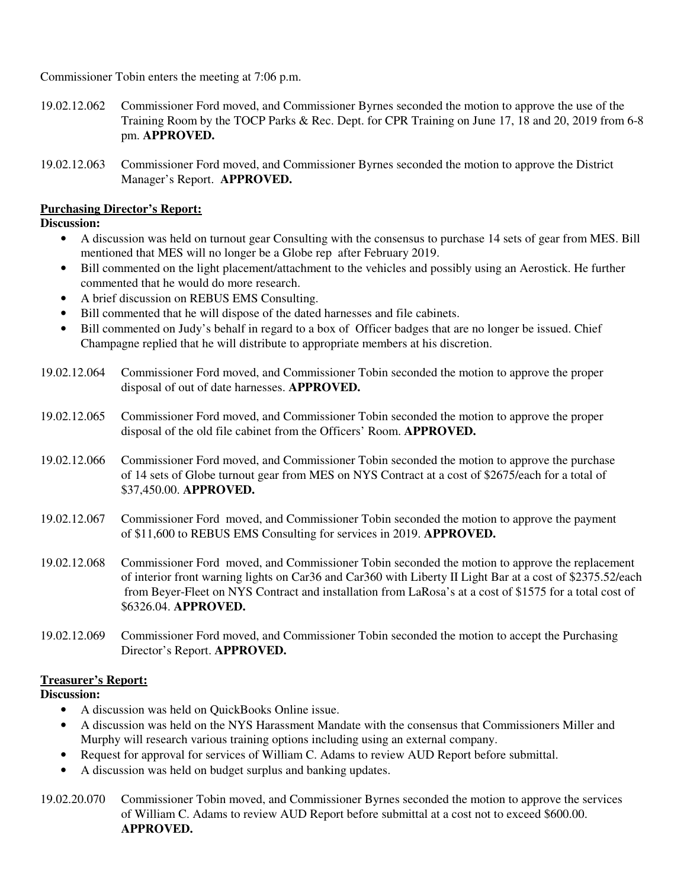Commissioner Tobin enters the meeting at 7:06 p.m.

19.02.12.062 Commissioner Ford moved, and Commissioner Byrnes seconded the motion to approve the use of the Training Room by the TOCP Parks & Rec. Dept. for CPR Training on June 17, 18 and 20, 2019 from 6-8 pm. **APPROVED.**

19.02.12.063 Commissioner Ford moved, and Commissioner Byrnes seconded the motion to approve the District Manager's Report. **APPROVED.**

**Purchasing Director's Report:**

**Discussion:**

- A discussion was held on turnout gear Consulting with the consensus to purchase 14 sets of gear from MES. Bill mentioned that MES will no longer be a Globe rep after February 2019.
- Bill commented on the light placement/attachment to the vehicles and possibly using an Aerostick. He further commented that he would do more research.
- A brief discussion on REBUS EMS Consulting.
- Bill commented that he will dispose of the dated harnesses and file cabinets.
- Bill commented on Judy's behalf in regard to a box of Officer badges that are no longer be issued. Chief Champagne replied that he will distribute to appropriate members at his discretion.

19.02.12.064 Commissioner Ford moved, and Commissioner Tobin seconded the motion to approve the proper disposal of out of date harnesses. **APPROVED.**

19.02.12.065 Commissioner Ford moved, and Commissioner Tobin seconded the motion to approve the proper disposal of the old file cabinet from the Officers' Room. **APPROVED.**

19.02.12.066 Commissioner Ford moved, and Commissioner Tobin seconded the motion to approve the purchase of 14 sets of Globe turnout gear from MES on NYS Contract at a cost of $2675/each for a total of $37,450.00. **APPROVED.**

19.02.12.067 Commissioner Ford moved, and Commissioner Tobin seconded the motion to approve the payment of $11,600 to REBUS EMS Consulting for services in 2019. **APPROVED.**

19.02.12.068 Commissioner Ford moved, and Commissioner Tobin seconded the motion to approve the replacement of interior front warning lights on Car36 and Car360 with Liberty II Light Bar at a cost of $2375.52/each from Beyer-Fleet on NYS Contract and installation from LaRosa's at a cost of $1575 for a total cost of $6326.04. **APPROVED.**

19.02.12.069 Commissioner Ford moved, and Commissioner Tobin seconded the motion to accept the Purchasing Director's Report. **APPROVED.**

**Treasurer's Report:**

**Discussion:**

- A discussion was held on QuickBooks Online issue.
- A discussion was held on the NYS Harassment Mandate with the consensus that Commissioners Miller and Murphy will research various training options including using an external company.
- Request for approval for services of William C. Adams to review AUD Report before submittal.
- A discussion was held on budget surplus and banking updates.

19.02.20.070 Commissioner Tobin moved, and Commissioner Byrnes seconded the motion to approve the services of William C. Adams to review AUD Report before submittal at a cost not to exceed $600.00. **APPROVED.**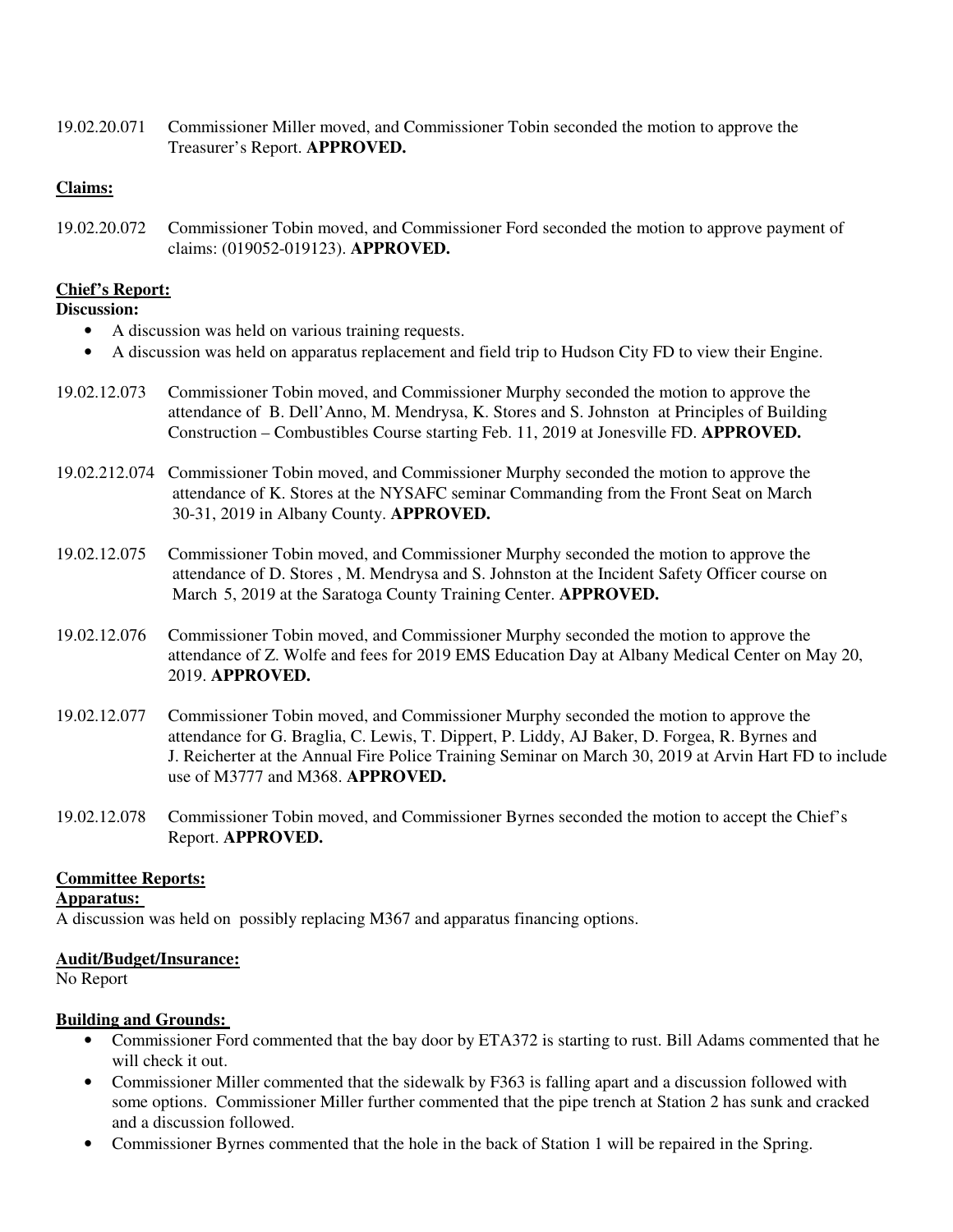19.02.20.071 Commissioner Miller moved, and Commissioner Tobin seconded the motion to approve the Treasurer's Report. **APPROVED.**

**Claims:**

19.02.20.072 Commissioner Tobin moved, and Commissioner Ford seconded the motion to approve payment of claims: (019052-019123). **APPROVED.**

**Chief's Report:**

**Discussion:**

- A discussion was held on various training requests.
- A discussion was held on apparatus replacement and field trip to Hudson City FD to view their Engine.

19.02.12.073 Commissioner Tobin moved, and Commissioner Murphy seconded the motion to approve the attendance of B. Dell'Anno, M. Mendrysa, K. Stores and S. Johnston at Principles of Building Construction – Combustibles Course starting Feb. 11, 2019 at Jonesville FD. **APPROVED.**

19.02.212.074 Commissioner Tobin moved, and Commissioner Murphy seconded the motion to approve the attendance of K. Stores at the NYSAFC seminar Commanding from the Front Seat on March 30-31, 2019 in Albany County. **APPROVED.**

19.02.12.075 Commissioner Tobin moved, and Commissioner Murphy seconded the motion to approve the attendance of D. Stores , M. Mendrysa and S. Johnston at the Incident Safety Officer course on March 5, 2019 at the Saratoga County Training Center. **APPROVED.**

19.02.12.076 Commissioner Tobin moved, and Commissioner Murphy seconded the motion to approve the attendance of Z. Wolfe and fees for 2019 EMS Education Day at Albany Medical Center on May 20, 2019. **APPROVED.**

19.02.12.077 Commissioner Tobin moved, and Commissioner Murphy seconded the motion to approve the attendance for G. Braglia, C. Lewis, T. Dippert, P. Liddy, AJ Baker, D. Forgea, R. Byrnes and J. Reicherter at the Annual Fire Police Training Seminar on March 30, 2019 at Arvin Hart FD to include use of M3777 and M368. **APPROVED.**

19.02.12.078 Commissioner Tobin moved, and Commissioner Byrnes seconded the motion to accept the Chief's Report. **APPROVED.**

**Committee Reports:**

**Apparatus:**

A discussion was held on possibly replacing M367 and apparatus financing options.

**Audit/Budget/Insurance:**

No Report

**Building and Grounds:**

- Commissioner Ford commented that the bay door by ETA372 is starting to rust. Bill Adams commented that he will check it out.
- Commissioner Miller commented that the sidewalk by F363 is falling apart and a discussion followed with some options. Commissioner Miller further commented that the pipe trench at Station 2 has sunk and cracked and a discussion followed.
- Commissioner Byrnes commented that the hole in the back of Station 1 will be repaired in the Spring.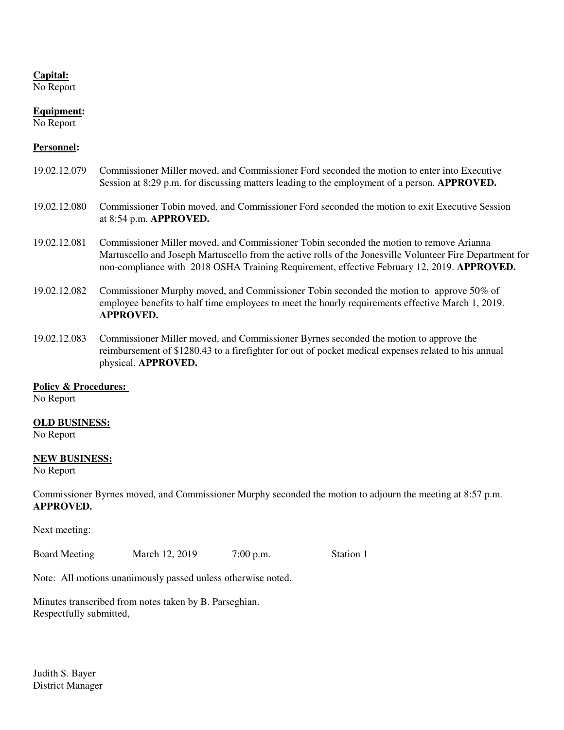**Capital:**
No Report

**Equipment:**
No Report

**Personnel:**

19.02.12.079 Commissioner Miller moved, and Commissioner Ford seconded the motion to enter into Executive Session at 8:29 p.m. for discussing matters leading to the employment of a person. **APPROVED.**

19.02.12.080 Commissioner Tobin moved, and Commissioner Ford seconded the motion to exit Executive Session at 8:54 p.m. **APPROVED.**

19.02.12.081 Commissioner Miller moved, and Commissioner Tobin seconded the motion to remove Arianna Martuscello and Joseph Martuscello from the active rolls of the Jonesville Volunteer Fire Department for non-compliance with 2018 OSHA Training Requirement, effective February 12, 2019. **APPROVED.**

19.02.12.082 Commissioner Murphy moved, and Commissioner Tobin seconded the motion to approve 50% of employee benefits to half time employees to meet the hourly requirements effective March 1, 2019. **APPROVED.**

19.02.12.083 Commissioner Miller moved, and Commissioner Byrnes seconded the motion to approve the reimbursement of $1280.43 to a firefighter for out of pocket medical expenses related to his annual physical. **APPROVED.**

**Policy & Procedures:**
No Report

**OLD BUSINESS:**
No Report

**NEW BUSINESS:**
No Report

Commissioner Byrnes moved, and Commissioner Murphy seconded the motion to adjourn the meeting at 8:57 p.m. **APPROVED.**

Next meeting:

| Board Meeting | March 12, 2019 | 7:00 p.m. | Station 1 |
|---|---|---|---|

Note: All motions unanimously passed unless otherwise noted.

Minutes transcribed from notes taken by B. Parseghian.
Respectfully submitted,

Judith S. Bayer
District Manager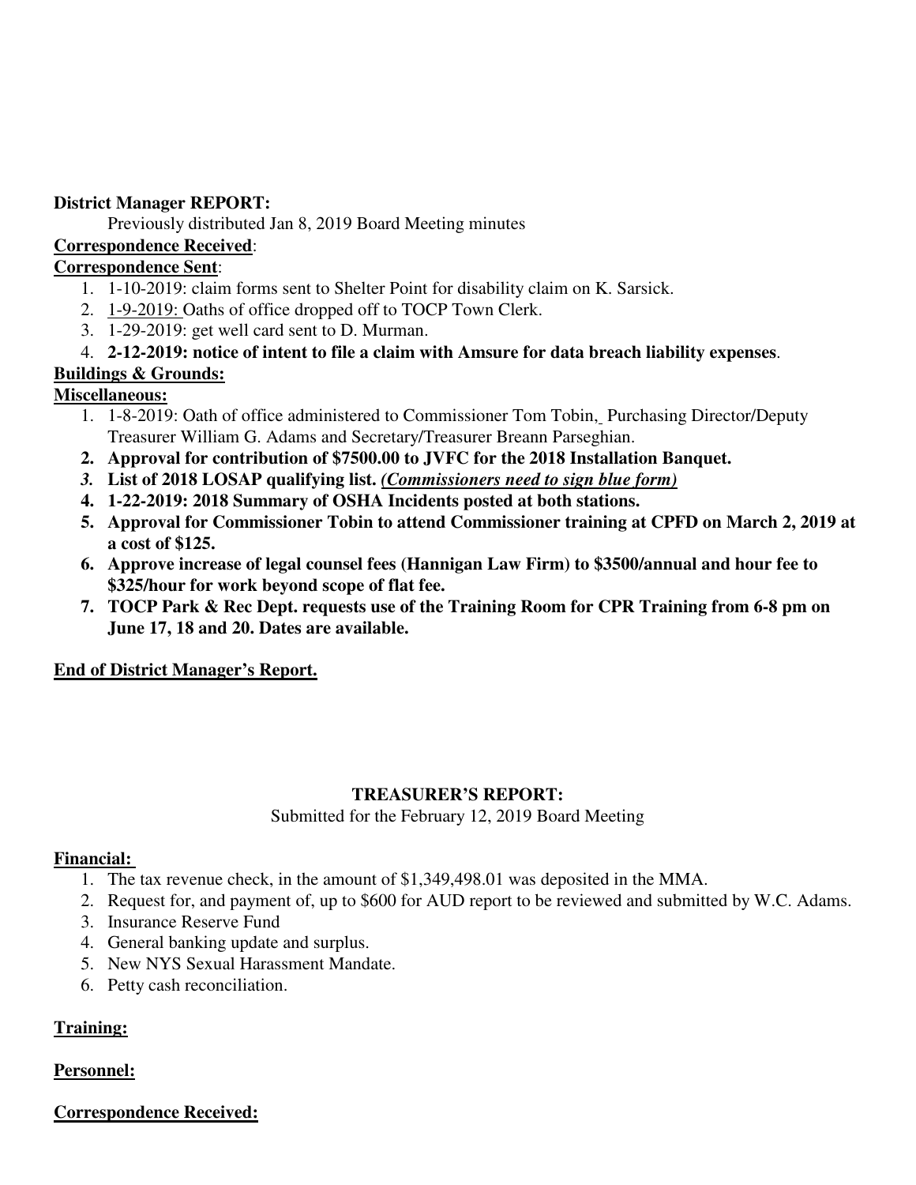**District Manager REPORT:**

Previously distributed Jan 8, 2019 Board Meeting minutes

**Correspondence Received**:

**Correspondence Sent**:

1. 1-10-2019: claim forms sent to Shelter Point for disability claim on K. Sarsick.
2. 1-9-2019: Oaths of office dropped off to TOCP Town Clerk.
3. 1-29-2019: get well card sent to D. Murman.
4. **2-12-2019: notice of intent to file a claim with Amsure for data breach liability expenses**.

**Buildings & Grounds:**

**Miscellaneous:**

1. 1-8-2019: Oath of office administered to Commissioner Tom Tobin, Purchasing Director/Deputy Treasurer William G. Adams and Secretary/Treasurer Breann Parseghian.
2. **Approval for contribution of $7500.00 to JVFC for the 2018 Installation Banquet.**
3. **List of 2018 LOSAP qualifying list.** ***(Commissioners need to sign blue form)***
4. **1-22-2019: 2018 Summary of OSHA Incidents posted at both stations.**
5. **Approval for Commissioner Tobin to attend Commissioner training at CPFD on March 2, 2019 at a cost of $125.**
6. **Approve increase of legal counsel fees (Hannigan Law Firm) to $3500/annual and hour fee to $325/hour for work beyond scope of flat fee.**
7. **TOCP Park & Rec Dept. requests use of the Training Room for CPR Training from 6-8 pm on June 17, 18 and 20. Dates are available.**

**End of District Manager's Report.**

**TREASURER'S REPORT:**

Submitted for the February 12, 2019 Board Meeting

**Financial:**

1. The tax revenue check, in the amount of $1,349,498.01 was deposited in the MMA.
2. Request for, and payment of, up to $600 for AUD report to be reviewed and submitted by W.C. Adams.
3. Insurance Reserve Fund
4. General banking update and surplus.
5. New NYS Sexual Harassment Mandate.
6. Petty cash reconciliation.

**Training:**

**Personnel:**

**Correspondence Received:**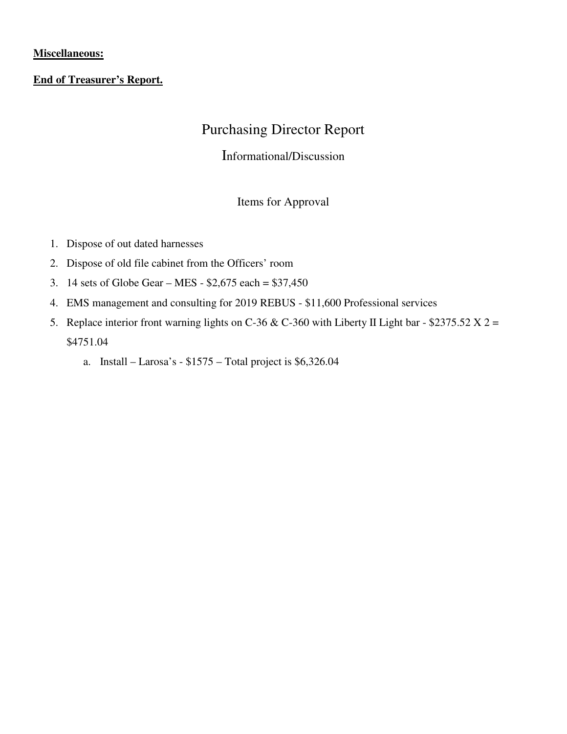**Miscellaneous:**

**End of Treasurer's Report.**

# Purchasing Director Report

## Informational/Discussion

### Items for Approval

1. Dispose of out dated harnesses
2. Dispose of old file cabinet from the Officers' room
3. 14 sets of Globe Gear – MES - $2,675 each = $37,450
4. EMS management and consulting for 2019 REBUS - $11,600 Professional services
5. Replace interior front warning lights on C-36 & C-360 with Liberty II Light bar - $2375.52 X 2 = $4751.04
   a. Install – Larosa's - $1575 – Total project is $6,326.04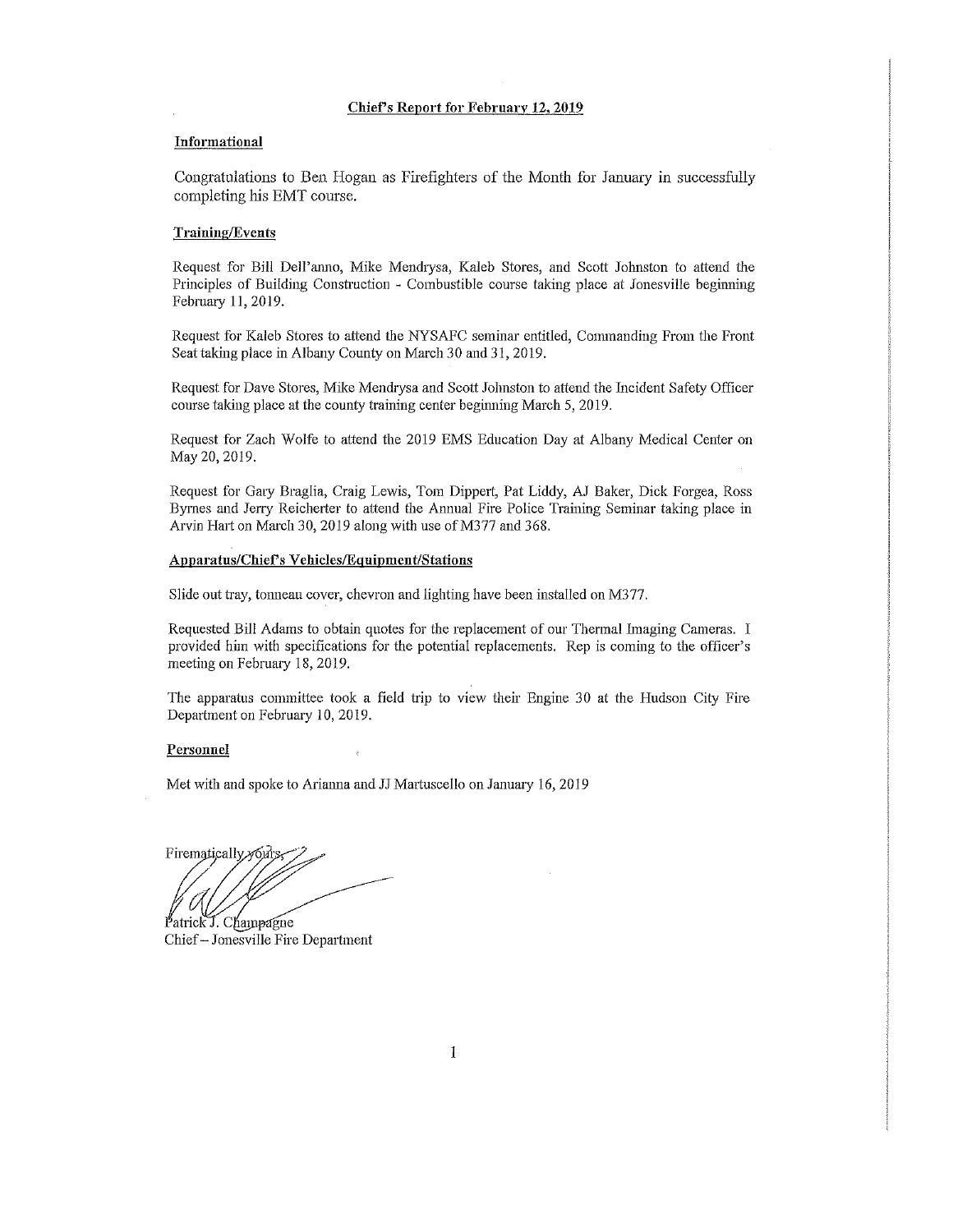**Chief's Report for February 12, 2019**

**Informational**

Congratulations to Ben Hogan as Firefighters of the Month for January in successfully completing his EMT course.

**Training/Events**

Request for Bill Dell'anno, Mike Mendrysa, Kaleb Stores, and Scott Johnston to attend the Principles of Building Construction - Combustible course taking place at Jonesville beginning February 11, 2019.

Request for Kaleb Stores to attend the NYSAFC seminar entitled, Commanding From the Front Seat taking place in Albany County on March 30 and 31, 2019.

Request for Dave Stores, Mike Mendrysa and Scott Johnston to attend the Incident Safety Officer course taking place at the county training center beginning March 5, 2019.

Request for Zach Wolfe to attend the 2019 EMS Education Day at Albany Medical Center on May 20, 2019.

Request for Gary Braglia, Craig Lewis, Tom Dippert, Pat Liddy, AJ Baker, Dick Forgea, Ross Byrnes and Jerry Reicherter to attend the Annual Fire Police Training Seminar taking place in Arvin Hart on March 30, 2019 along with use of M377 and 368.

**Apparatus/Chief's Vehicles/Equipment/Stations**

Slide out tray, tonneau cover, chevron and lighting have been installed on M377.

Requested Bill Adams to obtain quotes for the replacement of our Thermal Imaging Cameras. I provided him with specifications for the potential replacements. Rep is coming to the officer's meeting on February 18, 2019.

The apparatus committee took a field trip to view their Engine 30 at the Hudson City Fire Department on February 10, 2019.

**Personnel**

Met with and spoke to Arianna and JJ Martuscello on January 16, 2019

Firematically yours,

Patrick J. Champagne
Chief – Jonesville Fire Department